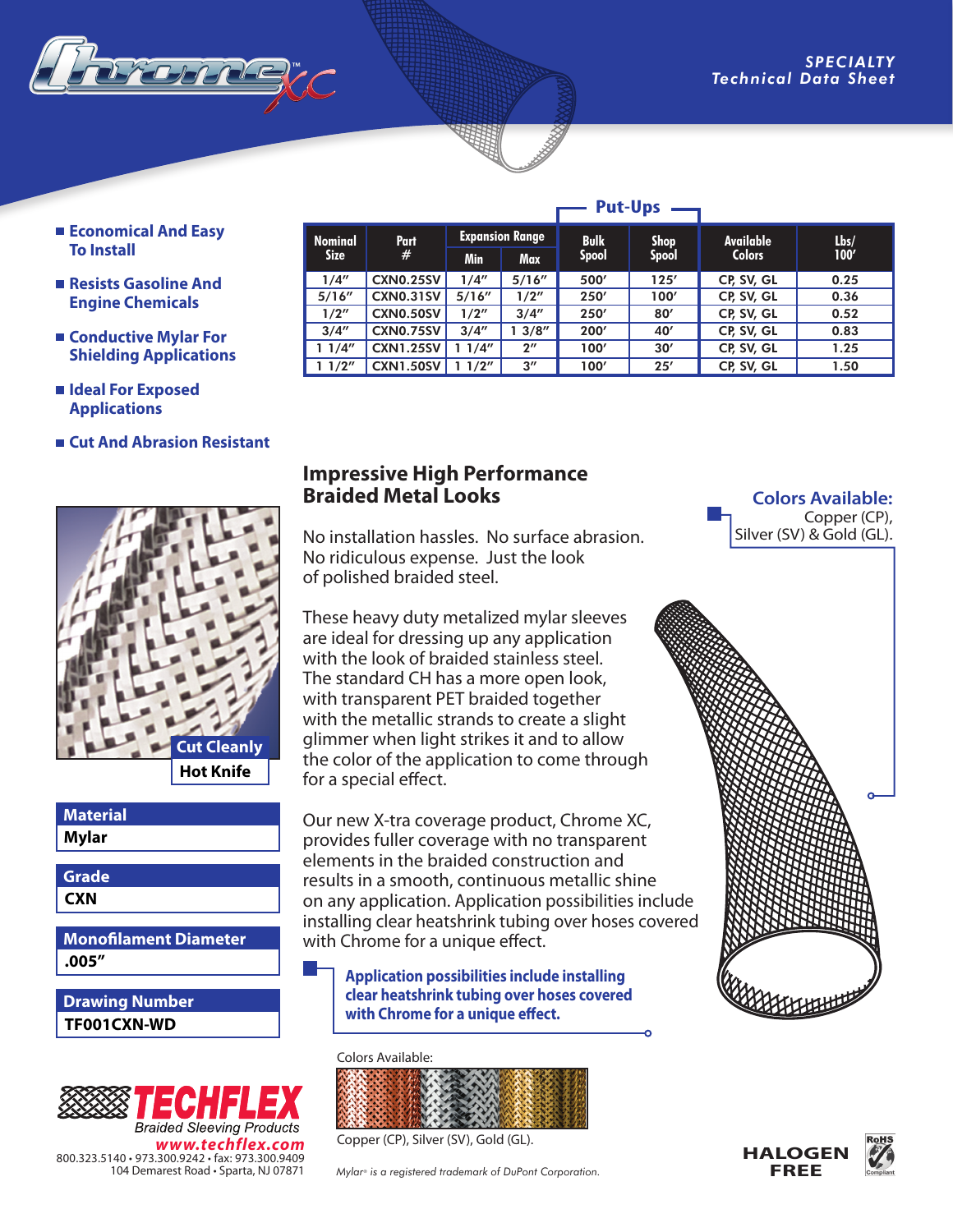# Chrome XC

SPECIALTY
*Technical Data Sheet*

- Economical And Easy To Install
- Resists Gasoline And Engine Chemicals
- Conductive Mylar For Shielding Applications
- Ideal For Exposed Applications
- Cut And Abrasion Resistant

| Nominal Size | Part # | Expansion Range | | Put-Ups | | Available Colors | Lbs/ 100′ |
|---|---|---|---|---|---|---|---|
| | | Min | Max | Bulk Spool | Shop Spool | | |
| 1/4″ | CXN0.25SV | 1/4″ | 5/16″ | 500′ | 125′ | CP, SV, GL | 0.25 |
| 5/16″ | CXN0.31SV | 5/16″ | 1/2″ | 250′ | 100′ | CP, SV, GL | 0.36 |
| 1/2″ | CXN0.50SV | 1/2″ | 3/4″ | 250′ | 80′ | CP, SV, GL | 0.52 |
| 3/4″ | CXN0.75SV | 3/4″ | 1 3/8″ | 200′ | 40′ | CP, SV, GL | 0.83 |
| 1 1/4″ | CXN1.25SV | 1 1/4″ | 2″ | 100′ | 30′ | CP, SV, GL | 1.25 |
| 1 1/2″ | CXN1.50SV | 1 1/2″ | 3″ | 100′ | 25′ | CP, SV, GL | 1.50 |

## Impressive High Performance Braided Metal Looks

No installation hassles. No surface abrasion. No ridiculous expense. Just the look of polished braided steel.

These heavy duty metalized mylar sleeves are ideal for dressing up any application with the look of braided stainless steel. The standard CH has a more open look, with transparent PET braided together with the metallic strands to create a slight glimmer when light strikes it and to allow the color of the application to come through for a special effect.

Our new X-tra coverage product, Chrome XC, provides fuller coverage with no transparent elements in the braided construction and results in a smooth, continuous metallic shine on any application. Application possibilities include installing clear heatshrink tubing over hoses covered with Chrome for a unique effect.

**Application possibilities include installing clear heatshrink tubing over hoses covered with Chrome for a unique effect.**

**Colors Available:**
Copper (CP), Silver (SV) & Gold (GL).

**Cut Cleanly**
**Hot Knife**

| Material |
|---|
| Mylar |

| Grade |
|---|
| CXN |

| Monofilament Diameter |
|---|
| .005″ |

| Drawing Number |
|---|
| TF001CXN-WD |

Colors Available:

Copper (CP), Silver (SV), Gold (GL).

*Mylar® is a registered trademark of DuPont Corporation.*

**TECHFLEX**
*Braided Sleeving Products*
*www.techflex.com*
800.323.5140 • 973.300.9242 • fax: 973.300.9409
104 Demarest Road • Sparta, NJ 07871

**HALOGEN FREE**

RoHS Compliant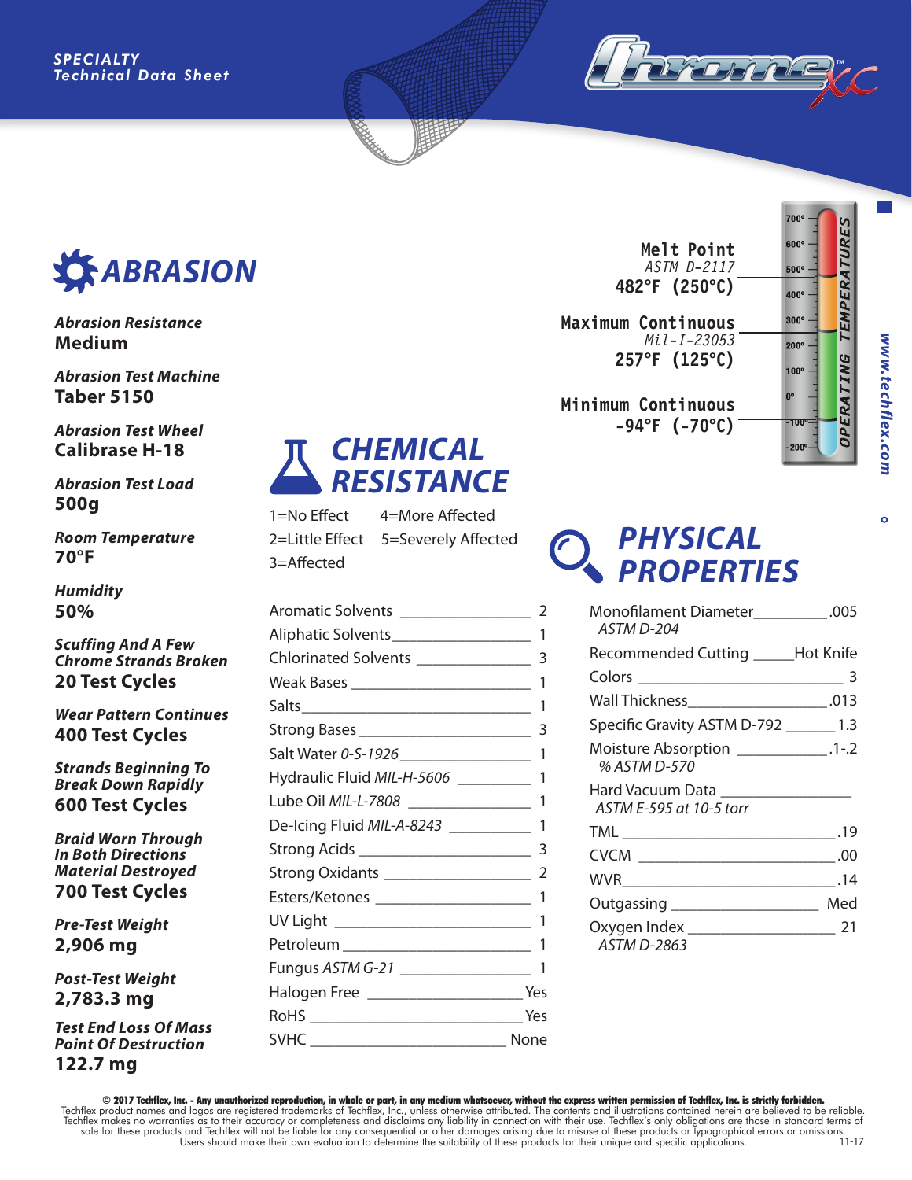SPECIALTY
Technical Data Sheet

## ABRASION

***Abrasion Resistance***
**Medium**

***Abrasion Test Machine***
**Taber 5150**

***Abrasion Test Wheel***
**Calibrase H-18**

***Abrasion Test Load***
**500g**

***Room Temperature***
**70°F**

***Humidity***
**50%**

***Scuffing And A Few Chrome Strands Broken***
**20 Test Cycles**

***Wear Pattern Continues***
**400 Test Cycles**

***Strands Beginning To Break Down Rapidly***
**600 Test Cycles**

***Braid Worn Through In Both Directions Material Destroyed***
**700 Test Cycles**

***Pre-Test Weight***
**2,906 mg**

***Post-Test Weight***
**2,783.3 mg**

***Test End Loss Of Mass Point Of Destruction***
**122.7 mg**

## CHEMICAL RESISTANCE

1=No Effect
2=Little Effect
3=Affected
4=More Affected
5=Severely Affected

| | |
|---|---|
| Aromatic Solvents | 2 |
| Aliphatic Solvents | 1 |
| Chlorinated Solvents | 3 |
| Weak Bases | 1 |
| Salts | 1 |
| Strong Bases | 3 |
| Salt Water *0-S-1926* | 1 |
| Hydraulic Fluid *MIL-H-5606* | 1 |
| Lube Oil *MIL-L-7808* | 1 |
| De-Icing Fluid *MIL-A-8243* | 1 |
| Strong Acids | 3 |
| Strong Oxidants | 2 |
| Esters/Ketones | 1 |
| UV Light | 1 |
| Petroleum | 1 |
| Fungus *ASTM G-21* | 1 |
| Halogen Free | Yes |
| RoHS | Yes |
| SVHC | None |

## OPERATING TEMPERATURES

**Melt Point**
*ASTM D-2117*
**482°F (250°C)**

**Maximum Continuous**
*Mil-I-23053*
**257°F (125°C)**

**Minimum Continuous**
**-94°F (-70°C)**

700°
600°
500°
400°
300°
200°
100°
0°
-100°
-200°

## PHYSICAL PROPERTIES

| | |
|---|---|
| Monofilament Diameter *ASTM D-204* | .005 |
| Recommended Cutting | Hot Knife |
| Colors | 3 |
| Wall Thickness | .013 |
| Specific Gravity ASTM D-792 | 1.3 |
| Moisture Absorption *% ASTM D-570* | .1-.2 |
| Hard Vacuum Data *ASTM E-595 at 10-5 torr* | |
| TML | .19 |
| CVCM | .00 |
| WVR | .14 |
| Outgassing | Med |
| Oxygen Index *ASTM D-2863* | 21 |

www.techflex.com

**© 2017 Techflex, Inc. - Any unauthorized reproduction, in whole or part, in any medium whatsoever, without the express written permission of Techflex, Inc. is strictly forbidden.**
Techflex product names and logos are registered trademarks of Techflex, Inc., unless otherwise attributed. The contents and illustrations contained herein are believed to be reliable. Techflex makes no warranties as to their accuracy or completeness and disclaims any liability in connection with their use. Techflex's only obligations are those in standard terms of sale for these products and Techflex will not be liable for any consequential or other damages arising due to misuse of these products or typographical errors or omissions. Users should make their own evaluation to determine the suitability of these products for their unique and specific applications.
11-17